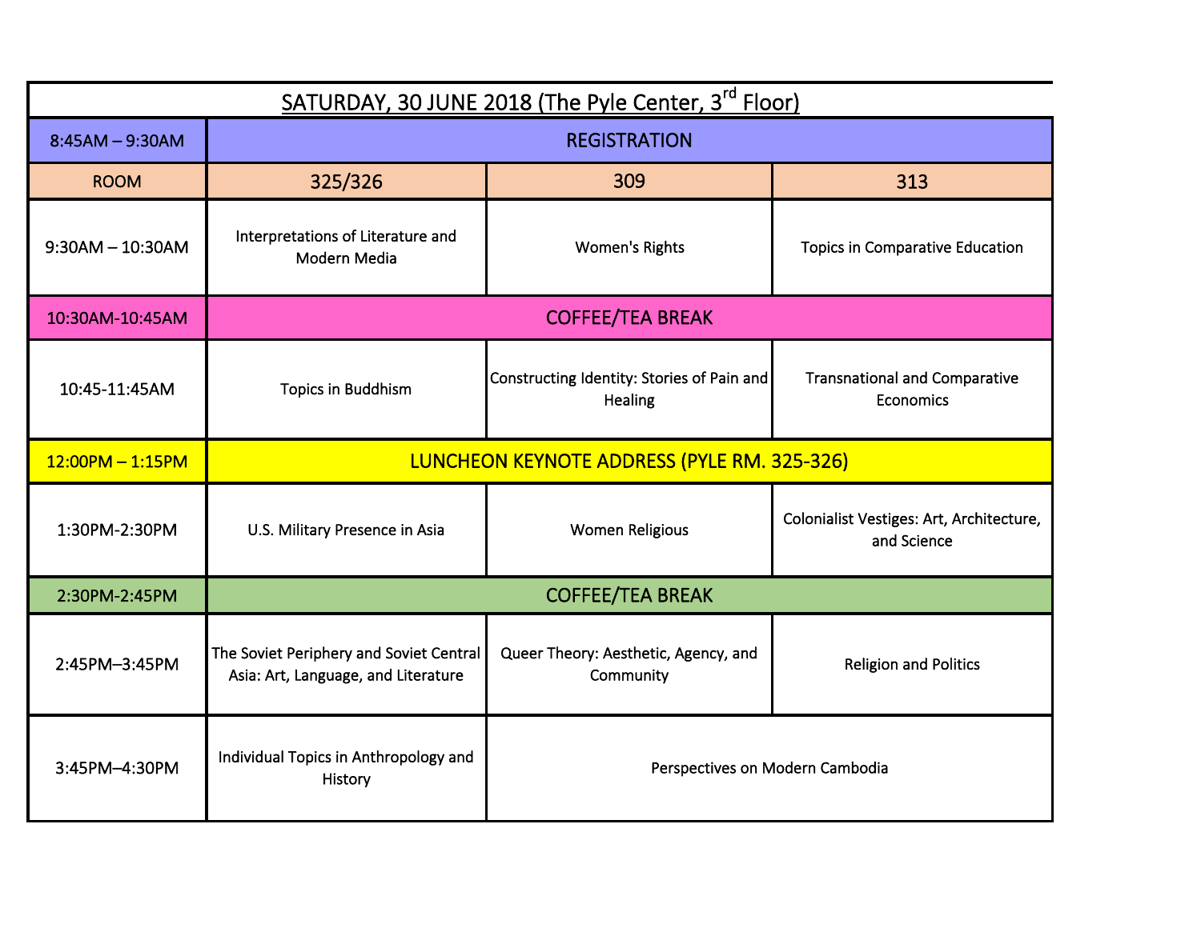## SATURDAY, 30 JUNE 2018 (The Pyle Center, 3rd Floor)

| 8:45AM – 9:30AM | REGISTRATION | | |
|---|---|---|---|
| ROOM | 325/326 | 309 | 313 |
| 9:30AM – 10:30AM | Interpretations of Literature and Modern Media | Women's Rights | Topics in Comparative Education |
| 10:30AM-10:45AM | COFFEE/TEA BREAK | | |
| 10:45-11:45AM | Topics in Buddhism | Constructing Identity: Stories of Pain and Healing | Transnational and Comparative Economics |
| 12:00PM – 1:15PM | LUNCHEON KEYNOTE ADDRESS (PYLE RM. 325-326) | | |
| 1:30PM-2:30PM | U.S. Military Presence in Asia | Women Religious | Colonialist Vestiges: Art, Architecture, and Science |
| 2:30PM-2:45PM | COFFEE/TEA BREAK | | |
| 2:45PM–3:45PM | The Soviet Periphery and Soviet Central Asia: Art, Language, and Literature | Queer Theory: Aesthetic, Agency, and Community | Religion and Politics |
| 3:45PM–4:30PM | Individual Topics in Anthropology and History | Perspectives on Modern Cambodia | |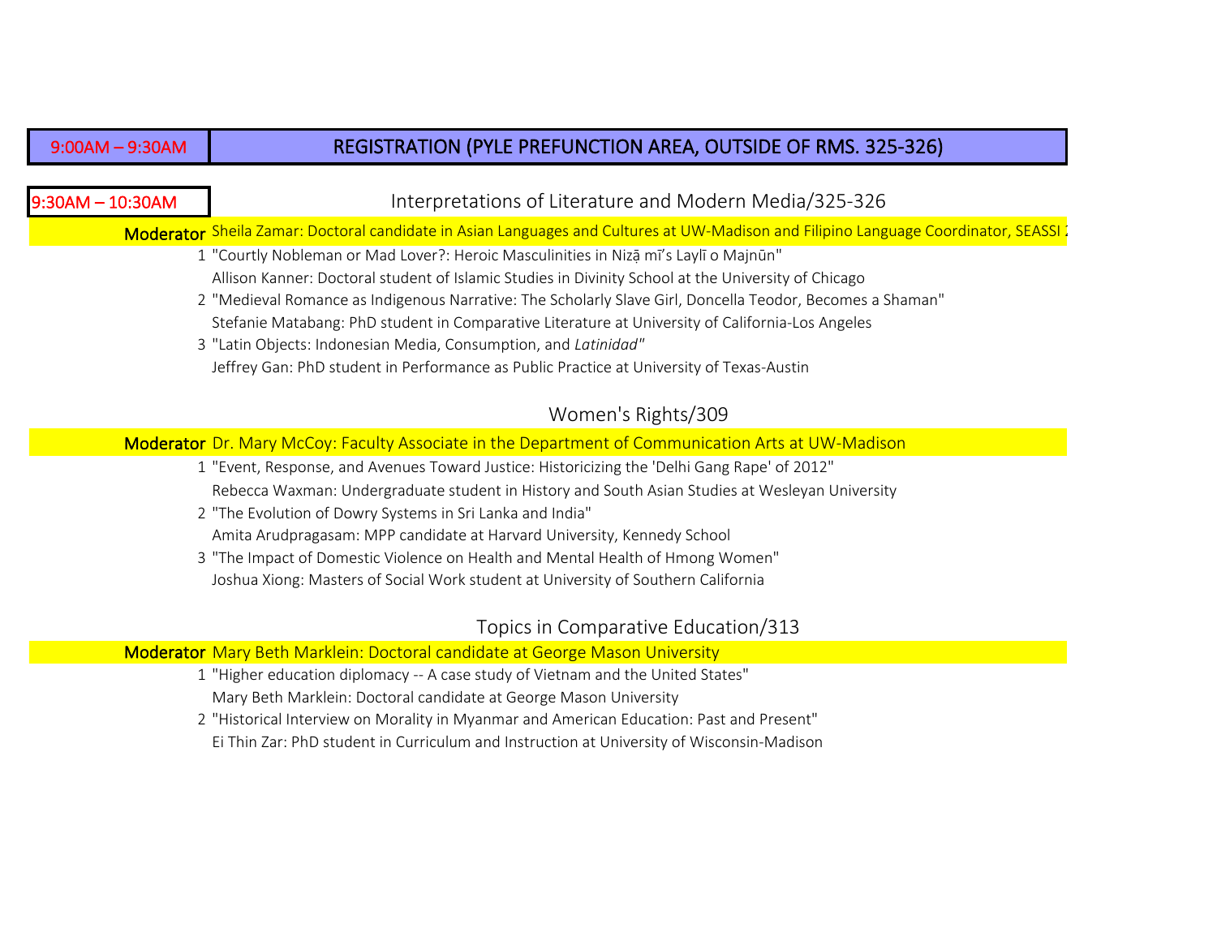**9:00AM – 9:30AM** | **REGISTRATION (PYLE PREFUNCTION AREA, OUTSIDE OF RMS. 325-326)**

**9:30AM – 10:30AM**

### Interpretations of Literature and Modern Media/325-326

**Moderator** Sheila Zamar: Doctoral candidate in Asian Languages and Cultures at UW-Madison and Filipino Language Coordinator, SEASSI 2

1. "Courtly Nobleman or Mad Lover?: Heroic Masculinities in Niẓāmī's Laylī o Majnūn"
   Allison Kanner: Doctoral student of Islamic Studies in Divinity School at the University of Chicago
2. "Medieval Romance as Indigenous Narrative: The Scholarly Slave Girl, Doncella Teodor, Becomes a Shaman"
   Stefanie Matabang: PhD student in Comparative Literature at University of California-Los Angeles
3. "Latin Objects: Indonesian Media, Consumption, and *Latinidad*"
   Jeffrey Gan: PhD student in Performance as Public Practice at University of Texas-Austin

### Women's Rights/309

**Moderator** Dr. Mary McCoy: Faculty Associate in the Department of Communication Arts at UW-Madison

1. "Event, Response, and Avenues Toward Justice: Historicizing the 'Delhi Gang Rape' of 2012"
   Rebecca Waxman: Undergraduate student in History and South Asian Studies at Wesleyan University
2. "The Evolution of Dowry Systems in Sri Lanka and India"
   Amita Arudpragasam: MPP candidate at Harvard University, Kennedy School
3. "The Impact of Domestic Violence on Health and Mental Health of Hmong Women"
   Joshua Xiong: Masters of Social Work student at University of Southern California

### Topics in Comparative Education/313

**Moderator** Mary Beth Marklein: Doctoral candidate at George Mason University

1. "Higher education diplomacy -- A case study of Vietnam and the United States"
   Mary Beth Marklein: Doctoral candidate at George Mason University
2. "Historical Interview on Morality in Myanmar and American Education: Past and Present"
   Ei Thin Zar: PhD student in Curriculum and Instruction at University of Wisconsin-Madison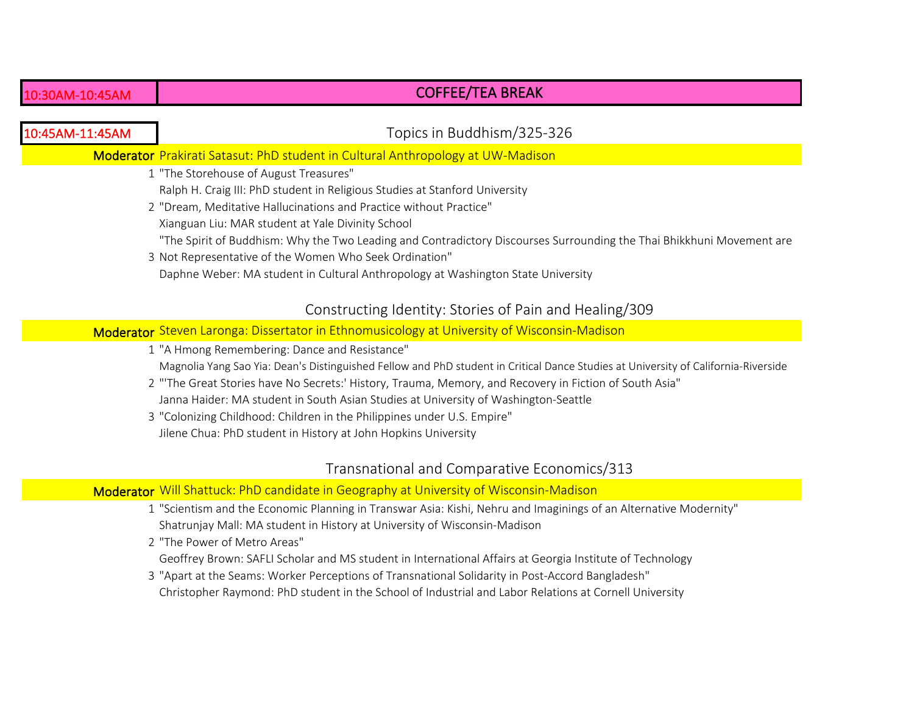**10:30AM-10:45AM** — **COFFEE/TEA BREAK**

**10:45AM-11:45AM**

## Topics in Buddhism/325-326

**Moderator** Prakirati Satasut: PhD student in Cultural Anthropology at UW-Madison

1. "The Storehouse of August Treasures"
   Ralph H. Craig III: PhD student in Religious Studies at Stanford University
2. "Dream, Meditative Hallucinations and Practice without Practice"
   Xianguan Liu: MAR student at Yale Divinity School
3. "The Spirit of Buddhism: Why the Two Leading and Contradictory Discourses Surrounding the Thai Bhikkhuni Movement are Not Representative of the Women Who Seek Ordination"
   Daphne Weber: MA student in Cultural Anthropology at Washington State University

## Constructing Identity: Stories of Pain and Healing/309

**Moderator** Steven Laronga: Dissertator in Ethnomusicology at University of Wisconsin-Madison

1. "A Hmong Remembering: Dance and Resistance"
   Magnolia Yang Sao Yia: Dean's Distinguished Fellow and PhD student in Critical Dance Studies at University of California-Riverside
2. "'The Great Stories have No Secrets:' History, Trauma, Memory, and Recovery in Fiction of South Asia"
   Janna Haider: MA student in South Asian Studies at University of Washington-Seattle
3. "Colonizing Childhood: Children in the Philippines under U.S. Empire"
   Jilene Chua: PhD student in History at John Hopkins University

## Transnational and Comparative Economics/313

**Moderator** Will Shattuck: PhD candidate in Geography at University of Wisconsin-Madison

1. "Scientism and the Economic Planning in Transwar Asia: Kishi, Nehru and Imaginings of an Alternative Modernity"
   Shatrunjay Mall: MA student in History at University of Wisconsin-Madison
2. "The Power of Metro Areas"
   Geoffrey Brown: SAFLI Scholar and MS student in International Affairs at Georgia Institute of Technology
3. "Apart at the Seams: Worker Perceptions of Transnational Solidarity in Post-Accord Bangladesh"
   Christopher Raymond: PhD student in the School of Industrial and Labor Relations at Cornell University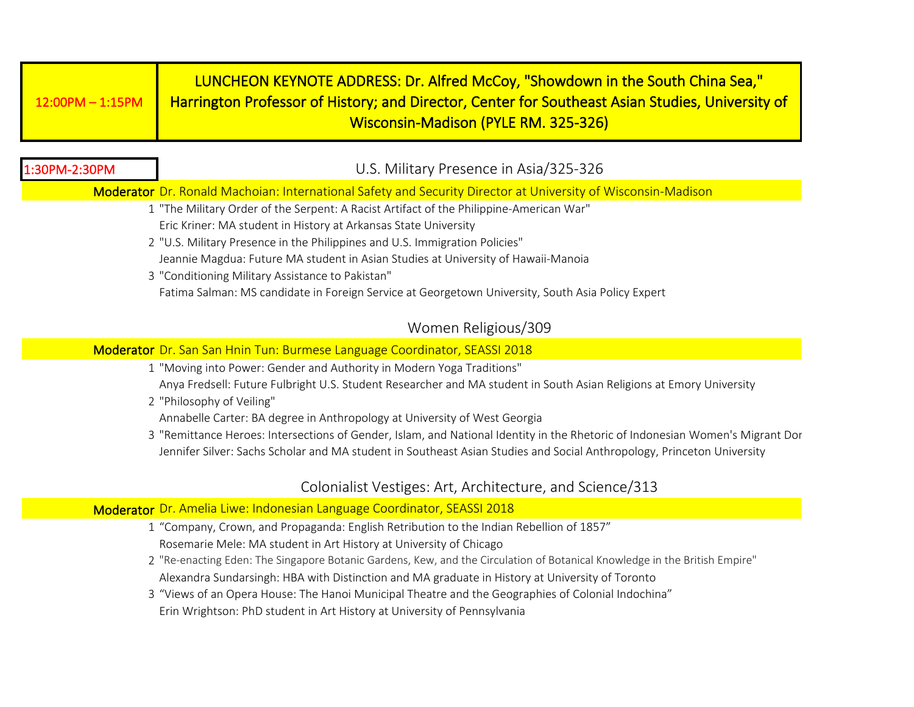| 12:00PM – 1:15PM | LUNCHEON KEYNOTE ADDRESS: Dr. Alfred McCoy, "Showdown in the South China Sea," Harrington Professor of History; and Director, Center for Southeast Asian Studies, University of Wisconsin-Madison (PYLE RM. 325-326) |
| --- | --- |

**1:30PM-2:30PM**

## U.S. Military Presence in Asia/325-326

**Moderator** Dr. Ronald Machoian: International Safety and Security Director at University of Wisconsin-Madison

1. "The Military Order of the Serpent: A Racist Artifact of the Philippine-American War"
   Eric Kriner: MA student in History at Arkansas State University
2. "U.S. Military Presence in the Philippines and U.S. Immigration Policies"
   Jeannie Magdua: Future MA student in Asian Studies at University of Hawaii-Manoia
3. "Conditioning Military Assistance to Pakistan"
   Fatima Salman: MS candidate in Foreign Service at Georgetown University, South Asia Policy Expert

## Women Religious/309

**Moderator** Dr. San San Hnin Tun: Burmese Language Coordinator, SEASSI 2018

1. "Moving into Power: Gender and Authority in Modern Yoga Traditions"
   Anya Fredsell: Future Fulbright U.S. Student Researcher and MA student in South Asian Religions at Emory University
2. "Philosophy of Veiling"
   Annabelle Carter: BA degree in Anthropology at University of West Georgia
3. "Remittance Heroes: Intersections of Gender, Islam, and National Identity in the Rhetoric of Indonesian Women's Migrant Dor
   Jennifer Silver: Sachs Scholar and MA student in Southeast Asian Studies and Social Anthropology, Princeton University

## Colonialist Vestiges: Art, Architecture, and Science/313

**Moderator** Dr. Amelia Liwe: Indonesian Language Coordinator, SEASSI 2018

1. "Company, Crown, and Propaganda: English Retribution to the Indian Rebellion of 1857"
   Rosemarie Mele: MA student in Art History at University of Chicago
2. "Re-enacting Eden: The Singapore Botanic Gardens, Kew, and the Circulation of Botanical Knowledge in the British Empire"
   Alexandra Sundarsingh: HBA with Distinction and MA graduate in History at University of Toronto
3. "Views of an Opera House: The Hanoi Municipal Theatre and the Geographies of Colonial Indochina"
   Erin Wrightson: PhD student in Art History at University of Pennsylvania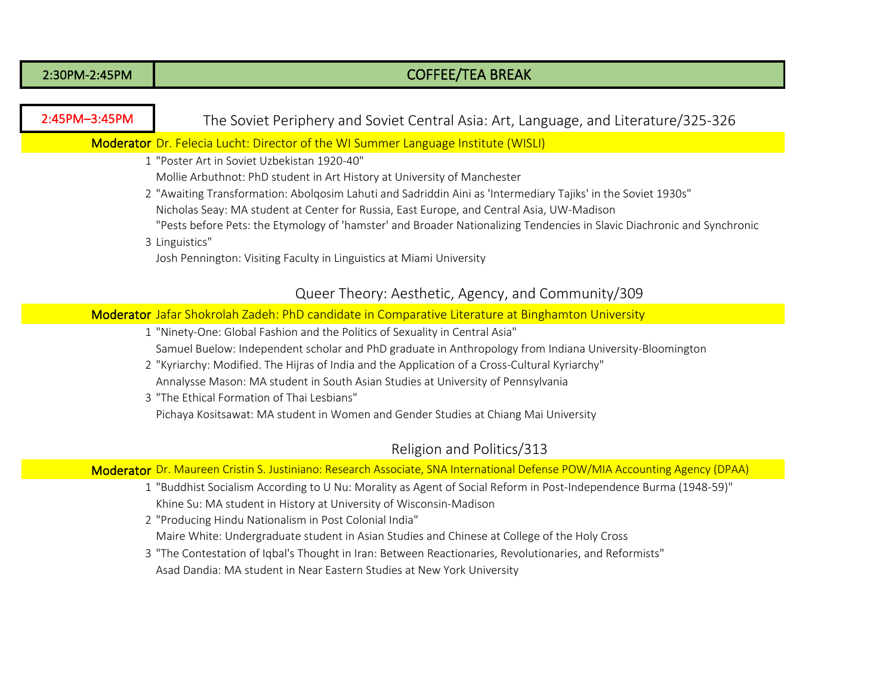| 2:30PM-2:45PM | COFFEE/TEA BREAK |
|---|---|

**2:45PM–3:45PM**

## The Soviet Periphery and Soviet Central Asia: Art, Language, and Literature/325-326

**Moderator** Dr. Felecia Lucht: Director of the WI Summer Language Institute (WISLI)

1. "Poster Art in Soviet Uzbekistan 1920-40"
   Mollie Arbuthnot: PhD student in Art History at University of Manchester
2. "Awaiting Transformation: Abolqosim Lahuti and Sadriddin Aini as 'Intermediary Tajiks' in the Soviet 1930s"
   Nicholas Seay: MA student at Center for Russia, East Europe, and Central Asia, UW-Madison
3. "Pests before Pets: the Etymology of 'hamster' and Broader Nationalizing Tendencies in Slavic Diachronic and Synchronic Linguistics"
   Josh Pennington: Visiting Faculty in Linguistics at Miami University

## Queer Theory: Aesthetic, Agency, and Community/309

**Moderator** Jafar Shokrolah Zadeh: PhD candidate in Comparative Literature at Binghamton University

1. "Ninety-One: Global Fashion and the Politics of Sexuality in Central Asia"
   Samuel Buelow: Independent scholar and PhD graduate in Anthropology from Indiana University-Bloomington
2. "Kyriarchy: Modified. The Hijras of India and the Application of a Cross-Cultural Kyriarchy"
   Annalysse Mason: MA student in South Asian Studies at University of Pennsylvania
3. "The Ethical Formation of Thai Lesbians"
   Pichaya Kositsawat: MA student in Women and Gender Studies at Chiang Mai University

## Religion and Politics/313

**Moderator** Dr. Maureen Cristin S. Justiniano: Research Associate, SNA International Defense POW/MIA Accounting Agency (DPAA)

1. "Buddhist Socialism According to U Nu: Morality as Agent of Social Reform in Post-Independence Burma (1948-59)"
   Khine Su: MA student in History at University of Wisconsin-Madison
2. "Producing Hindu Nationalism in Post Colonial India"
   Maire White: Undergraduate student in Asian Studies and Chinese at College of the Holy Cross
3. "The Contestation of Iqbal's Thought in Iran: Between Reactionaries, Revolutionaries, and Reformists"
   Asad Dandia: MA student in Near Eastern Studies at New York University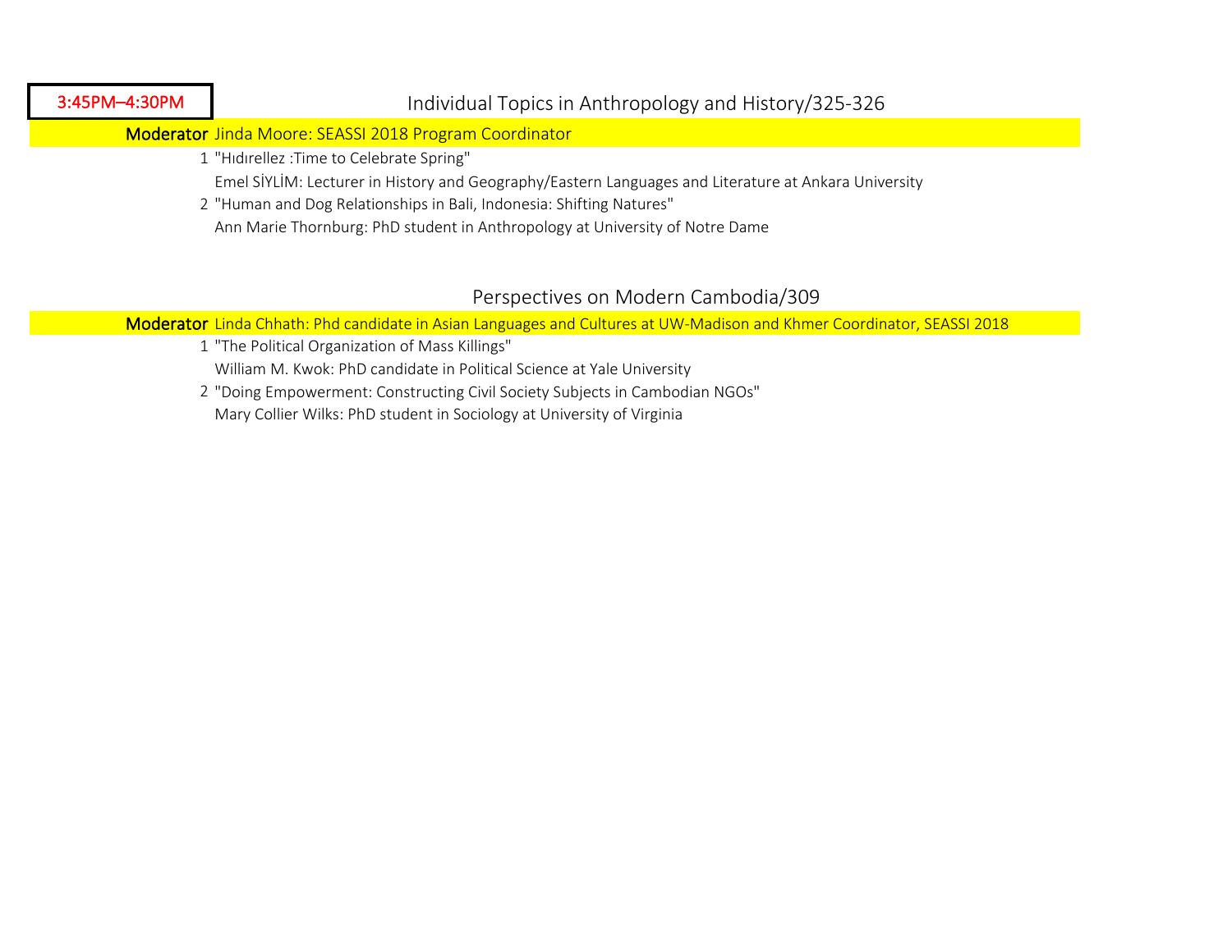**3:45PM–4:30PM**

## Individual Topics in Anthropology and History/325-326

**Moderator** Jinda Moore: SEASSI 2018 Program Coordinator

1. "Hıdırellez :Time to Celebrate Spring"
   Emel SİYLİM: Lecturer in History and Geography/Eastern Languages and Literature at Ankara University
2. "Human and Dog Relationships in Bali, Indonesia: Shifting Natures"
   Ann Marie Thornburg: PhD student in Anthropology at University of Notre Dame

## Perspectives on Modern Cambodia/309

**Moderator** Linda Chhath: Phd candidate in Asian Languages and Cultures at UW-Madison and Khmer Coordinator, SEASSI 2018

1. "The Political Organization of Mass Killings"
   William M. Kwok: PhD candidate in Political Science at Yale University
2. "Doing Empowerment: Constructing Civil Society Subjects in Cambodian NGOs"
   Mary Collier Wilks: PhD student in Sociology at University of Virginia